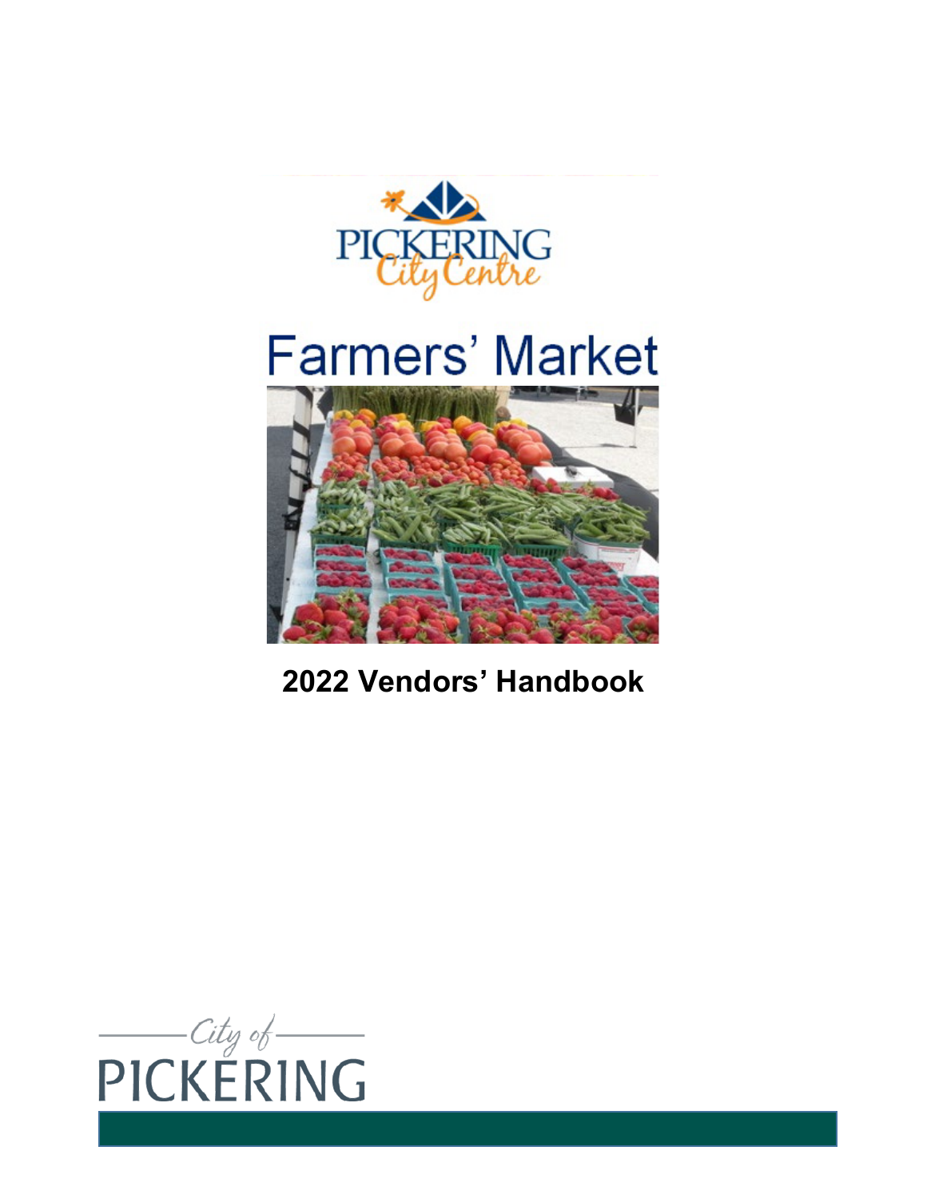PICKERING City Centre

# Farmers' Market

## 2022 Vendors' Handbook

City of PICKERING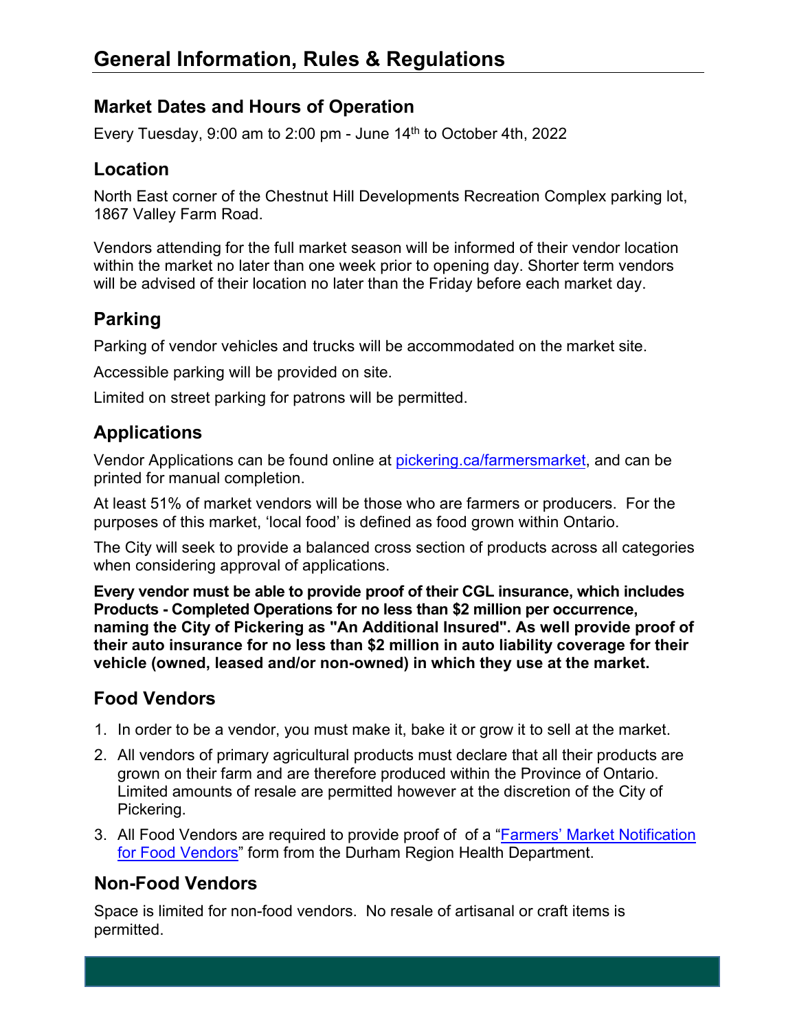# General Information, Rules & Regulations

## Market Dates and Hours of Operation

Every Tuesday, 9:00 am to 2:00 pm - June 14th to October 4th, 2022

## Location

North East corner of the Chestnut Hill Developments Recreation Complex parking lot, 1867 Valley Farm Road.

Vendors attending for the full market season will be informed of their vendor location within the market no later than one week prior to opening day. Shorter term vendors will be advised of their location no later than the Friday before each market day.

## Parking

Parking of vendor vehicles and trucks will be accommodated on the market site.

Accessible parking will be provided on site.

Limited on street parking for patrons will be permitted.

## Applications

Vendor Applications can be found online at [pickering.ca/farmersmarket](pickering.ca/farmersmarket), and can be printed for manual completion.

At least 51% of market vendors will be those who are farmers or producers. For the purposes of this market, 'local food' is defined as food grown within Ontario.

The City will seek to provide a balanced cross section of products across all categories when considering approval of applications.

**Every vendor must be able to provide proof of their CGL insurance, which includes Products - Completed Operations for no less than $2 million per occurrence, naming the City of Pickering as "An Additional Insured". As well provide proof of their auto insurance for no less than $2 million in auto liability coverage for their vehicle (owned, leased and/or non-owned) in which they use at the market.**

## Food Vendors

1. In order to be a vendor, you must make it, bake it or grow it to sell at the market.
2. All vendors of primary agricultural products must declare that all their products are grown on their farm and are therefore produced within the Province of Ontario. Limited amounts of resale are permitted however at the discretion of the City of Pickering.
3. All Food Vendors are required to provide proof of of a "Farmers' Market Notification for Food Vendors" form from the Durham Region Health Department.

## Non-Food Vendors

Space is limited for non-food vendors. No resale of artisanal or craft items is permitted.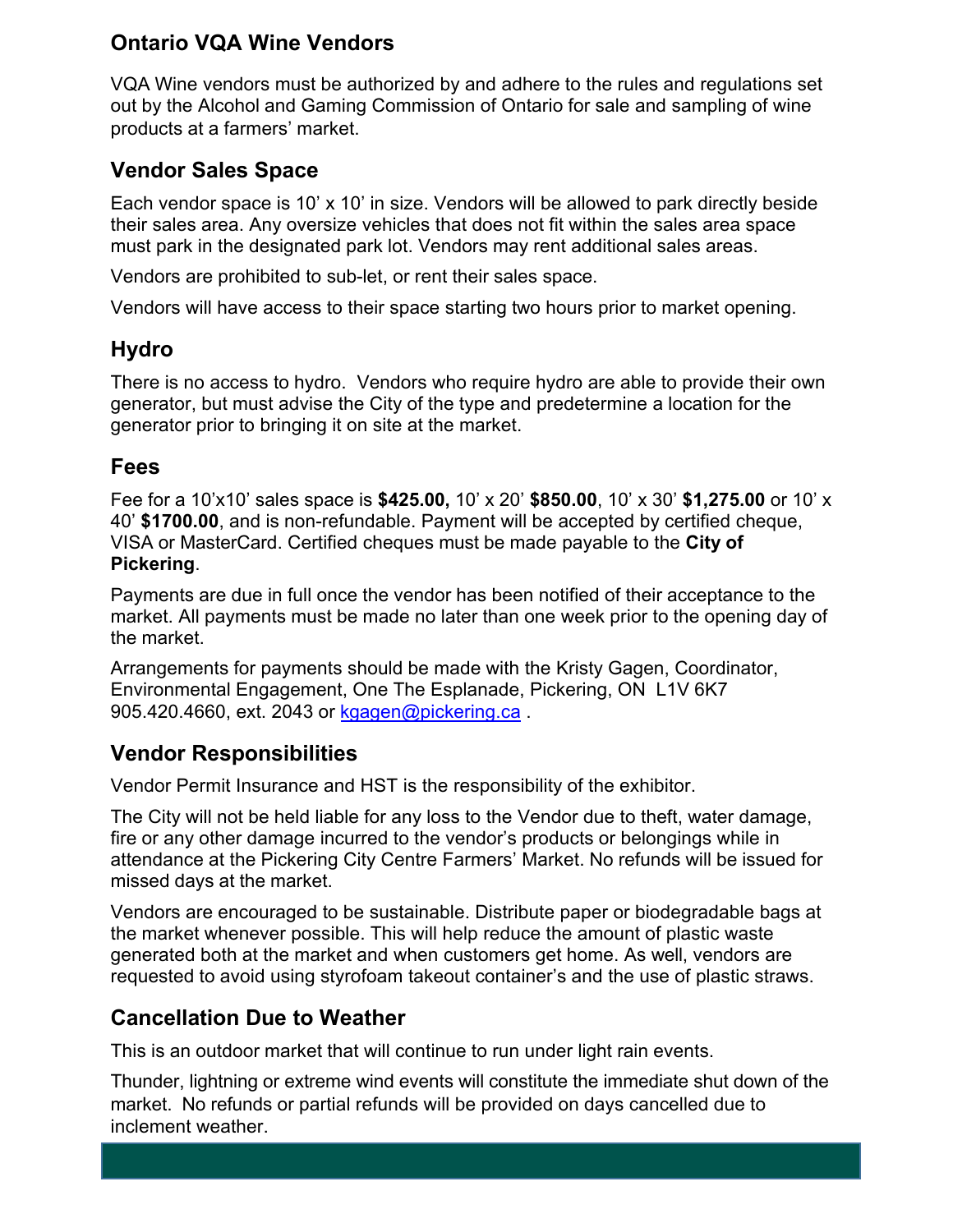## Ontario VQA Wine Vendors

VQA Wine vendors must be authorized by and adhere to the rules and regulations set out by the Alcohol and Gaming Commission of Ontario for sale and sampling of wine products at a farmers' market.

## Vendor Sales Space

Each vendor space is 10' x 10' in size. Vendors will be allowed to park directly beside their sales area. Any oversize vehicles that does not fit within the sales area space must park in the designated park lot. Vendors may rent additional sales areas.

Vendors are prohibited to sub-let, or rent their sales space.

Vendors will have access to their space starting two hours prior to market opening.

## Hydro

There is no access to hydro. Vendors who require hydro are able to provide their own generator, but must advise the City of the type and predetermine a location for the generator prior to bringing it on site at the market.

## Fees

Fee for a 10'x10' sales space is **$425.00,** 10' x 20' **$850.00**, 10' x 30' **$1,275.00** or 10' x 40' **$1700.00**, and is non-refundable. Payment will be accepted by certified cheque, VISA or MasterCard. Certified cheques must be made payable to the **City of Pickering**.

Payments are due in full once the vendor has been notified of their acceptance to the market. All payments must be made no later than one week prior to the opening day of the market.

Arrangements for payments should be made with the Kristy Gagen, Coordinator, Environmental Engagement, One The Esplanade, Pickering, ON L1V 6K7 905.420.4660, ext. 2043 or kgagen@pickering.ca .

## Vendor Responsibilities

Vendor Permit Insurance and HST is the responsibility of the exhibitor.

The City will not be held liable for any loss to the Vendor due to theft, water damage, fire or any other damage incurred to the vendor's products or belongings while in attendance at the Pickering City Centre Farmers' Market. No refunds will be issued for missed days at the market.

Vendors are encouraged to be sustainable. Distribute paper or biodegradable bags at the market whenever possible. This will help reduce the amount of plastic waste generated both at the market and when customers get home. As well, vendors are requested to avoid using styrofoam takeout container's and the use of plastic straws.

## Cancellation Due to Weather

This is an outdoor market that will continue to run under light rain events.

Thunder, lightning or extreme wind events will constitute the immediate shut down of the market. No refunds or partial refunds will be provided on days cancelled due to inclement weather.